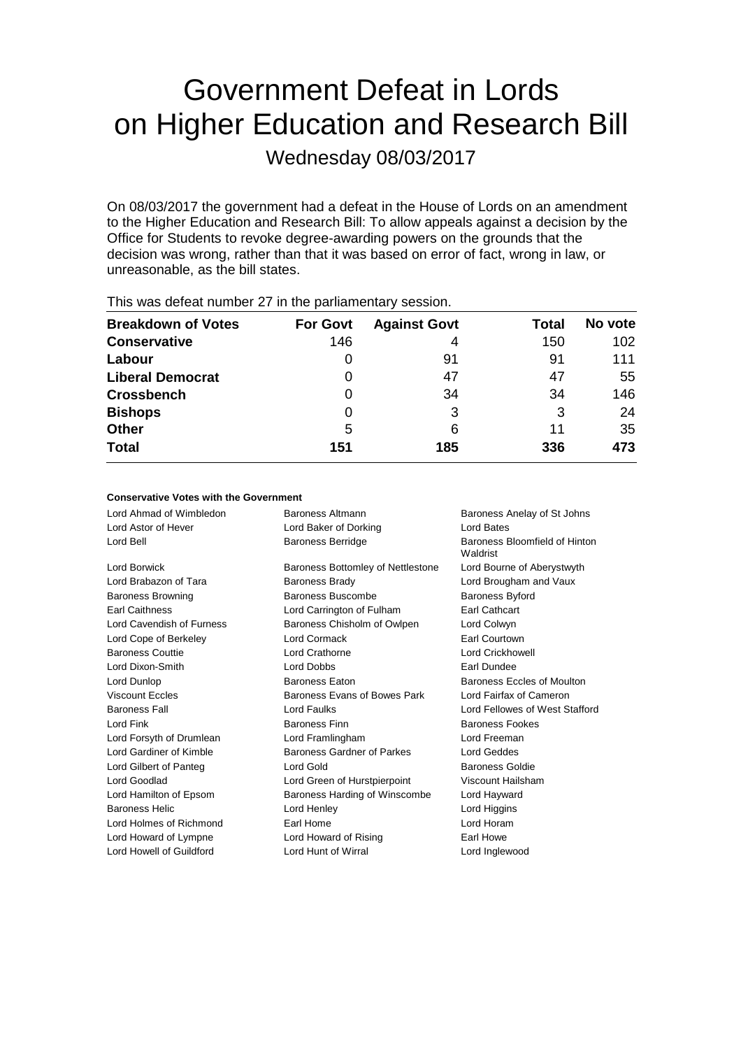# Government Defeat in Lords on Higher Education and Research Bill

Wednesday 08/03/2017

On 08/03/2017 the government had a defeat in the House of Lords on an amendment to the Higher Education and Research Bill: To allow appeals against a decision by the Office for Students to revoke degree-awarding powers on the grounds that the decision was wrong, rather than that it was based on error of fact, wrong in law, or unreasonable, as the bill states.

This was defeat number 27 in the parliamentary session.

| Breakdown of Votes | For Govt | Against Govt | Total | No vote |
|---|---|---|---|---|
| **Conservative** | 146 | 4 | 150 | 102 |
| **Labour** | 0 | 91 | 91 | 111 |
| **Liberal Democrat** | 0 | 47 | 47 | 55 |
| **Crossbench** | 0 | 34 | 34 | 146 |
| **Bishops** | 0 | 3 | 3 | 24 |
| **Other** | 5 | 6 | 11 | 35 |
| **Total** | **151** | **185** | **336** | **473** |

#### Conservative Votes with the Government

Lord Ahmad of Wimbledon
Baroness Altmann
Baroness Anelay of St Johns
Lord Astor of Hever
Lord Baker of Dorking
Lord Bates
Lord Bell
Baroness Berridge
Baroness Bloomfield of Hinton Waldrist
Lord Borwick
Baroness Bottomley of Nettlestone
Lord Bourne of Aberystwyth
Lord Brabazon of Tara
Baroness Brady
Lord Brougham and Vaux
Baroness Browning
Baroness Buscombe
Baroness Byford
Earl Caithness
Lord Carrington of Fulham
Earl Cathcart
Lord Cavendish of Furness
Baroness Chisholm of Owlpen
Lord Colwyn
Lord Cope of Berkeley
Lord Cormack
Earl Courtown
Baroness Couttie
Lord Crathorne
Lord Crickhowell
Lord Dixon-Smith
Lord Dobbs
Earl Dundee
Lord Dunlop
Baroness Eaton
Baroness Eccles of Moulton
Viscount Eccles
Baroness Evans of Bowes Park
Lord Fairfax of Cameron
Baroness Fall
Lord Faulks
Lord Fellowes of West Stafford
Lord Fink
Baroness Finn
Baroness Fookes
Lord Forsyth of Drumlean
Lord Framlingham
Lord Freeman
Lord Gardiner of Kimble
Baroness Gardner of Parkes
Lord Geddes
Lord Gilbert of Panteg
Lord Gold
Baroness Goldie
Lord Goodlad
Lord Green of Hurstpierpoint
Viscount Hailsham
Lord Hamilton of Epsom
Baroness Harding of Winscombe
Lord Hayward
Baroness Helic
Lord Henley
Lord Higgins
Lord Holmes of Richmond
Earl Home
Lord Horam
Lord Howard of Lympne
Lord Howard of Rising
Earl Howe
Lord Howell of Guildford
Lord Hunt of Wirral
Lord Inglewood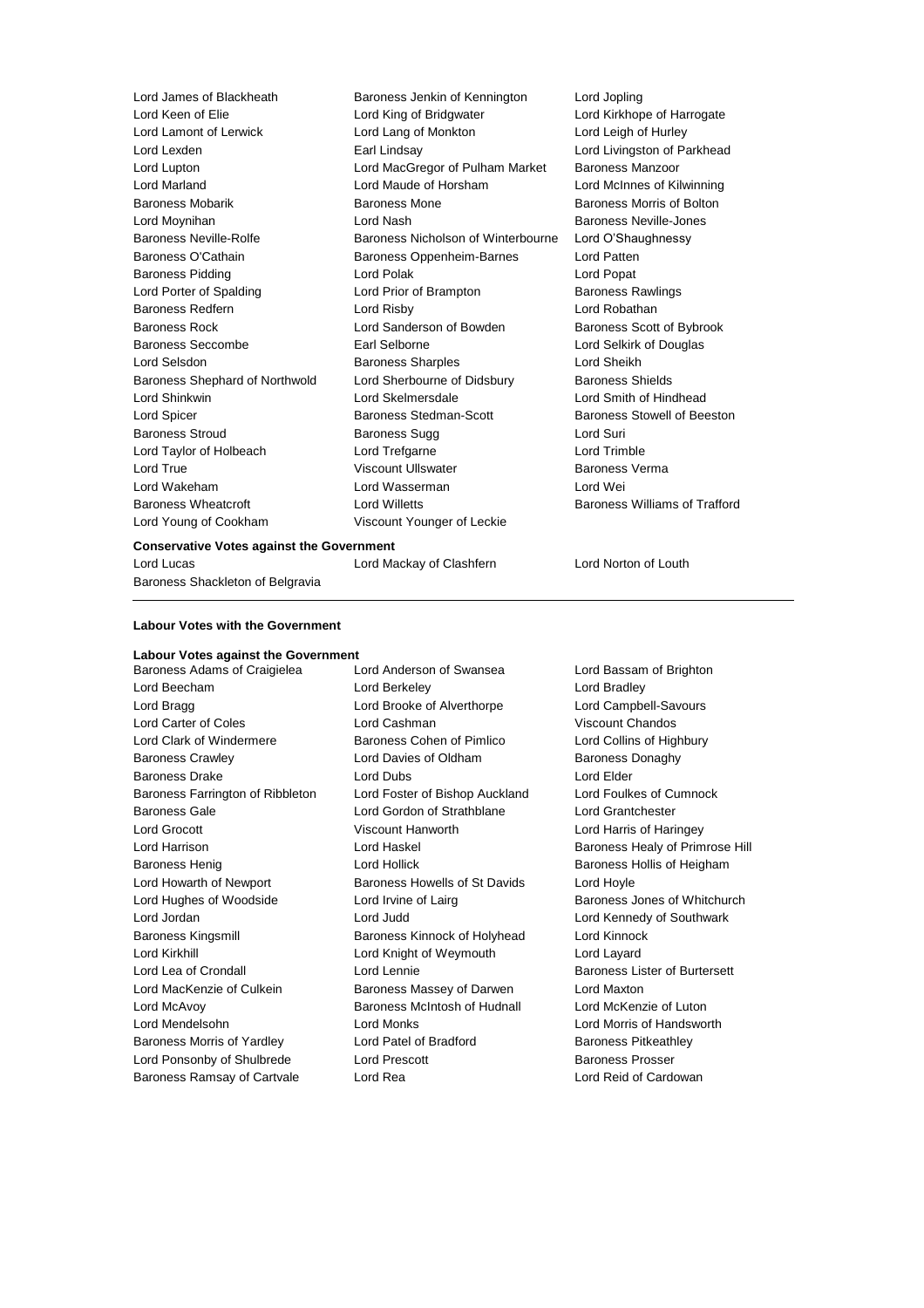Lord James of Blackheath
Baroness Jenkin of Kennington
Lord Jopling
Lord Keen of Elie
Lord King of Bridgwater
Lord Kirkhope of Harrogate
Lord Lamont of Lerwick
Lord Lang of Monkton
Lord Leigh of Hurley
Lord Lexden
Earl Lindsay
Lord Livingston of Parkhead
Lord Lupton
Lord MacGregor of Pulham Market
Baroness Manzoor
Lord Marland
Lord Maude of Horsham
Lord McInnes of Kilwinning
Baroness Mobarik
Baroness Mone
Baroness Morris of Bolton
Lord Moynihan
Lord Nash
Baroness Neville-Jones
Baroness Neville-Rolfe
Baroness Nicholson of Winterbourne
Lord O'Shaughnessy
Baroness O'Cathain
Baroness Oppenheim-Barnes
Lord Patten
Baroness Pidding
Lord Polak
Lord Popat
Lord Porter of Spalding
Lord Prior of Brampton
Baroness Rawlings
Baroness Redfern
Lord Risby
Lord Robathan
Baroness Rock
Lord Sanderson of Bowden
Baroness Scott of Bybrook
Baroness Seccombe
Earl Selborne
Lord Selkirk of Douglas
Lord Selsdon
Baroness Sharples
Lord Sheikh
Baroness Shephard of Northwold
Lord Sherbourne of Didsbury
Baroness Shields
Lord Shinkwin
Lord Skelmersdale
Lord Smith of Hindhead
Lord Spicer
Baroness Stedman-Scott
Baroness Stowell of Beeston
Baroness Stroud
Baroness Sugg
Lord Suri
Lord Taylor of Holbeach
Lord Trefgarne
Lord Trimble
Lord True
Viscount Ullswater
Baroness Verma
Lord Wakeham
Lord Wasserman
Lord Wei
Baroness Wheatcroft
Lord Willetts
Baroness Williams of Trafford
Lord Young of Cookham
Viscount Younger of Leckie

**Conservative Votes against the Government**

Lord Lucas
Lord Mackay of Clashfern
Lord Norton of Louth
Baroness Shackleton of Belgravia

---

**Labour Votes with the Government**

**Labour Votes against the Government**

Baroness Adams of Craigielea
Lord Anderson of Swansea
Lord Bassam of Brighton
Lord Beecham
Lord Berkeley
Lord Bradley
Lord Bragg
Lord Brooke of Alverthorpe
Lord Campbell-Savours
Lord Carter of Coles
Lord Cashman
Viscount Chandos
Lord Clark of Windermere
Baroness Cohen of Pimlico
Lord Collins of Highbury
Baroness Crawley
Lord Davies of Oldham
Baroness Donaghy
Baroness Drake
Lord Dubs
Lord Elder
Baroness Farrington of Ribbleton
Lord Foster of Bishop Auckland
Lord Foulkes of Cumnock
Baroness Gale
Lord Gordon of Strathblane
Lord Grantchester
Lord Grocott
Viscount Hanworth
Lord Harris of Haringey
Lord Harrison
Lord Haskel
Baroness Healy of Primrose Hill
Baroness Henig
Lord Hollick
Baroness Hollis of Heigham
Lord Howarth of Newport
Baroness Howells of St Davids
Lord Hoyle
Lord Hughes of Woodside
Lord Irvine of Lairg
Baroness Jones of Whitchurch
Lord Jordan
Lord Judd
Lord Kennedy of Southwark
Baroness Kingsmill
Baroness Kinnock of Holyhead
Lord Kinnock
Lord Kirkhill
Lord Knight of Weymouth
Lord Layard
Lord Lea of Crondall
Lord Lennie
Baroness Lister of Burtersett
Lord MacKenzie of Culkein
Baroness Massey of Darwen
Lord Maxton
Lord McAvoy
Baroness McIntosh of Hudnall
Lord McKenzie of Luton
Lord Mendelsohn
Lord Monks
Lord Morris of Handsworth
Baroness Morris of Yardley
Lord Patel of Bradford
Baroness Pitkeathley
Lord Ponsonby of Shulbrede
Lord Prescott
Baroness Prosser
Baroness Ramsay of Cartvale
Lord Rea
Lord Reid of Cardowan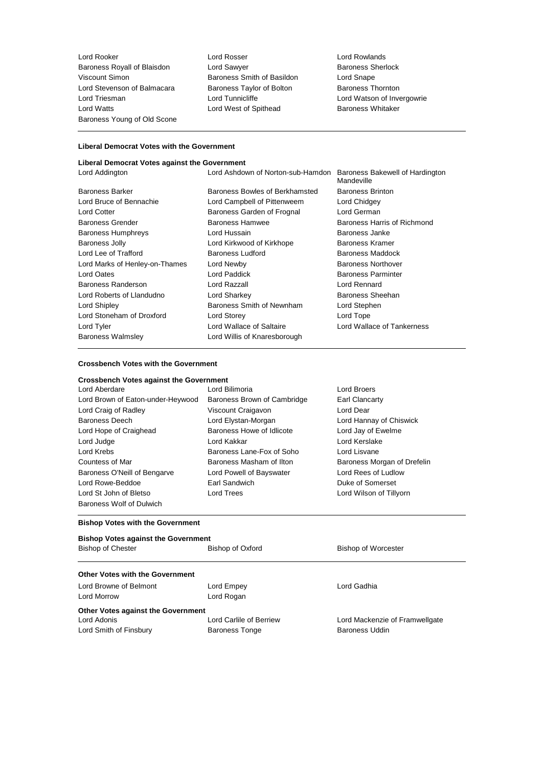Lord Rooker
Lord Rosser
Lord Rowlands
Baroness Royall of Blaisdon
Lord Sawyer
Baroness Sherlock
Viscount Simon
Baroness Smith of Basildon
Lord Snape
Lord Stevenson of Balmacara
Baroness Taylor of Bolton
Baroness Thornton
Lord Triesman
Lord Tunnicliffe
Lord Watson of Invergowrie
Lord Watts
Lord West of Spithead
Baroness Whitaker
Baroness Young of Old Scone

**Liberal Democrat Votes with the Government**

**Liberal Democrat Votes against the Government**

Lord Addington
Lord Ashdown of Norton-sub-Hamdon
Baroness Bakewell of Hardington Mandeville
Baroness Barker
Baroness Bowles of Berkhamsted
Baroness Brinton
Lord Bruce of Bennachie
Lord Campbell of Pittenweem
Lord Chidgey
Lord Cotter
Baroness Garden of Frognal
Lord German
Baroness Grender
Baroness Hamwee
Baroness Harris of Richmond
Baroness Humphreys
Lord Hussain
Baroness Janke
Baroness Jolly
Lord Kirkwood of Kirkhope
Baroness Kramer
Lord Lee of Trafford
Baroness Ludford
Baroness Maddock
Lord Marks of Henley-on-Thames
Lord Newby
Baroness Northover
Lord Oates
Lord Paddick
Baroness Parminter
Baroness Randerson
Lord Razzall
Lord Rennard
Lord Roberts of Llandudno
Lord Sharkey
Baroness Sheehan
Lord Shipley
Baroness Smith of Newnham
Lord Stephen
Lord Stoneham of Droxford
Lord Storey
Lord Tope
Lord Tyler
Lord Wallace of Saltaire
Lord Wallace of Tankerness
Baroness Walmsley
Lord Willis of Knaresborough

**Crossbench Votes with the Government**

**Crossbench Votes against the Government**

Lord Aberdare
Lord Bilimoria
Lord Broers
Lord Brown of Eaton-under-Heywood
Baroness Brown of Cambridge
Earl Clancarty
Lord Craig of Radley
Viscount Craigavon
Lord Dear
Baroness Deech
Lord Elystan-Morgan
Lord Hannay of Chiswick
Lord Hope of Craighead
Baroness Howe of Idlicote
Lord Jay of Ewelme
Lord Judge
Lord Kakkar
Lord Kerslake
Lord Krebs
Baroness Lane-Fox of Soho
Lord Lisvane
Countess of Mar
Baroness Masham of Ilton
Baroness Morgan of Drefelin
Baroness O'Neill of Bengarve
Lord Powell of Bayswater
Lord Rees of Ludlow
Lord Rowe-Beddoe
Earl Sandwich
Duke of Somerset
Lord St John of Bletso
Lord Trees
Lord Wilson of Tillyorn
Baroness Wolf of Dulwich

**Bishop Votes with the Government**

**Bishop Votes against the Government**

Bishop of Chester
Bishop of Oxford
Bishop of Worcester

**Other Votes with the Government**

Lord Browne of Belmont
Lord Empey
Lord Gadhia
Lord Morrow
Lord Rogan

**Other Votes against the Government**

Lord Adonis
Lord Carlile of Berriew
Lord Mackenzie of Framwellgate
Lord Smith of Finsbury
Baroness Tonge
Baroness Uddin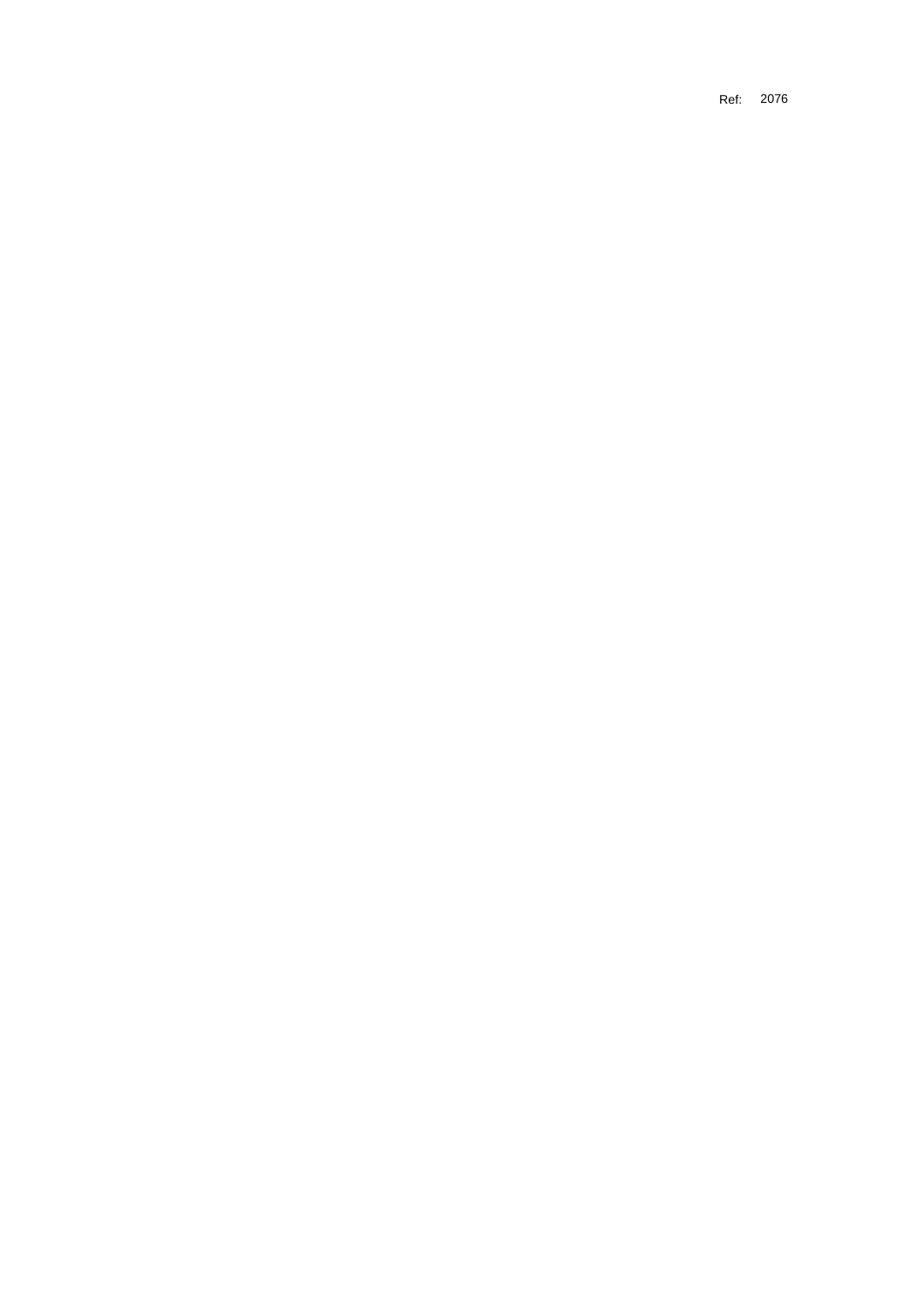Ref: 2076